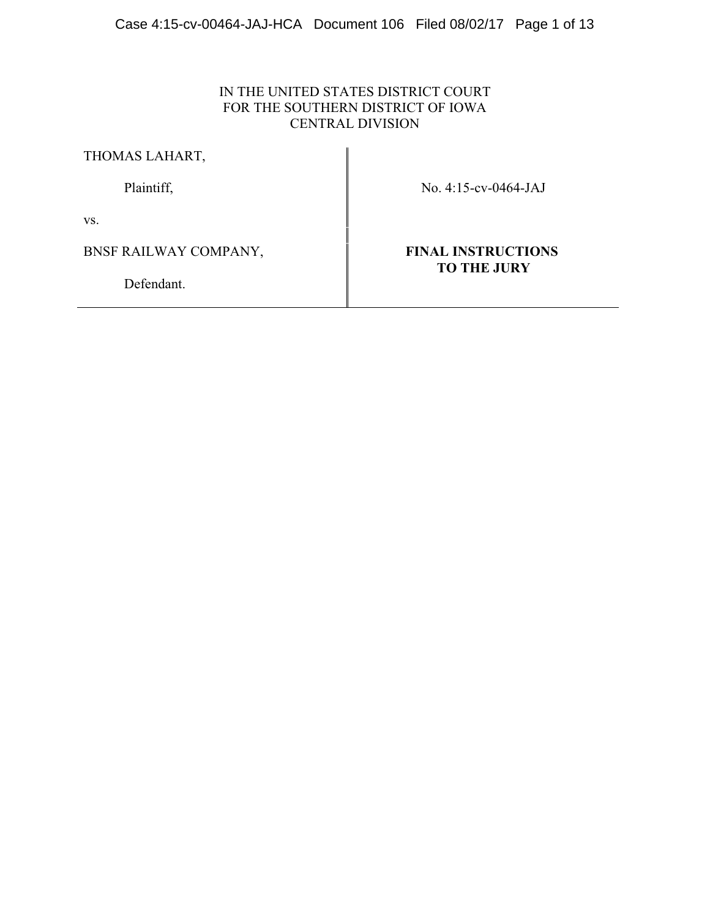IN THE UNITED STATES DISTRICT COURT
FOR THE SOUTHERN DISTRICT OF IOWA
CENTRAL DIVISION

| | |
|---|---|
| THOMAS LAHART,<br><br>Plaintiff,<br><br>vs.<br><br>BNSF RAILWAY COMPANY,<br><br>Defendant. | No. 4:15-cv-0464-JAJ<br><br>**FINAL INSTRUCTIONS TO THE JURY** |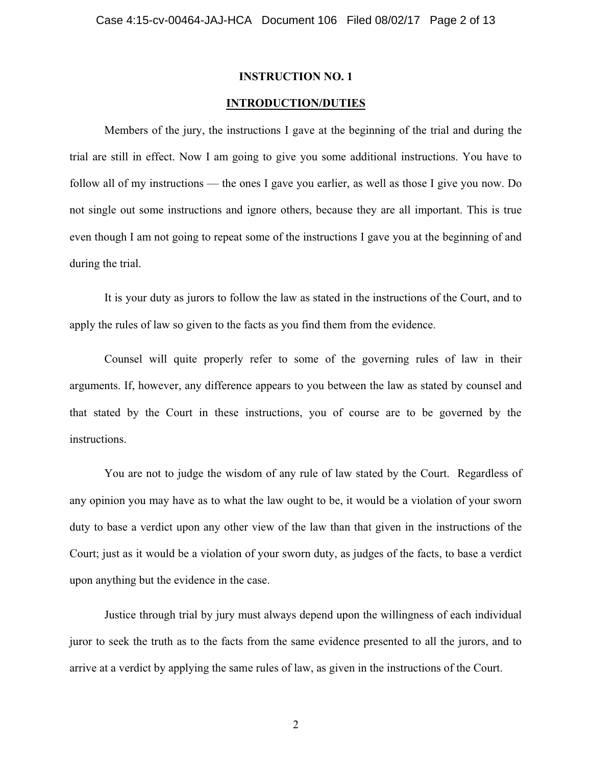**INSTRUCTION NO. 1**

**INTRODUCTION/DUTIES**

Members of the jury, the instructions I gave at the beginning of the trial and during the trial are still in effect. Now I am going to give you some additional instructions. You have to follow all of my instructions — the ones I gave you earlier, as well as those I give you now. Do not single out some instructions and ignore others, because they are all important. This is true even though I am not going to repeat some of the instructions I gave you at the beginning of and during the trial.

It is your duty as jurors to follow the law as stated in the instructions of the Court, and to apply the rules of law so given to the facts as you find them from the evidence.

Counsel will quite properly refer to some of the governing rules of law in their arguments. If, however, any difference appears to you between the law as stated by counsel and that stated by the Court in these instructions, you of course are to be governed by the instructions.

You are not to judge the wisdom of any rule of law stated by the Court. Regardless of any opinion you may have as to what the law ought to be, it would be a violation of your sworn duty to base a verdict upon any other view of the law than that given in the instructions of the Court; just as it would be a violation of your sworn duty, as judges of the facts, to base a verdict upon anything but the evidence in the case.

Justice through trial by jury must always depend upon the willingness of each individual juror to seek the truth as to the facts from the same evidence presented to all the jurors, and to arrive at a verdict by applying the same rules of law, as given in the instructions of the Court.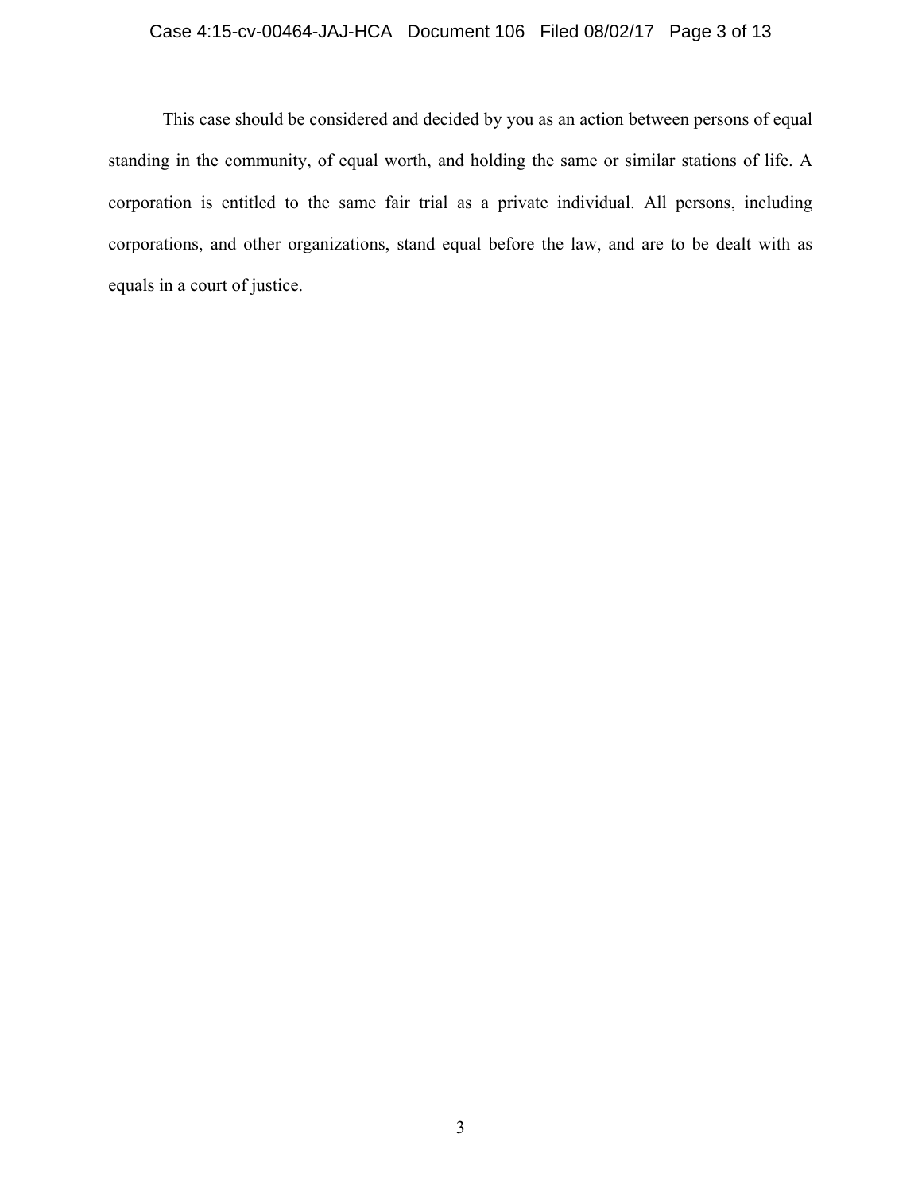This case should be considered and decided by you as an action between persons of equal standing in the community, of equal worth, and holding the same or similar stations of life. A corporation is entitled to the same fair trial as a private individual. All persons, including corporations, and other organizations, stand equal before the law, and are to be dealt with as equals in a court of justice.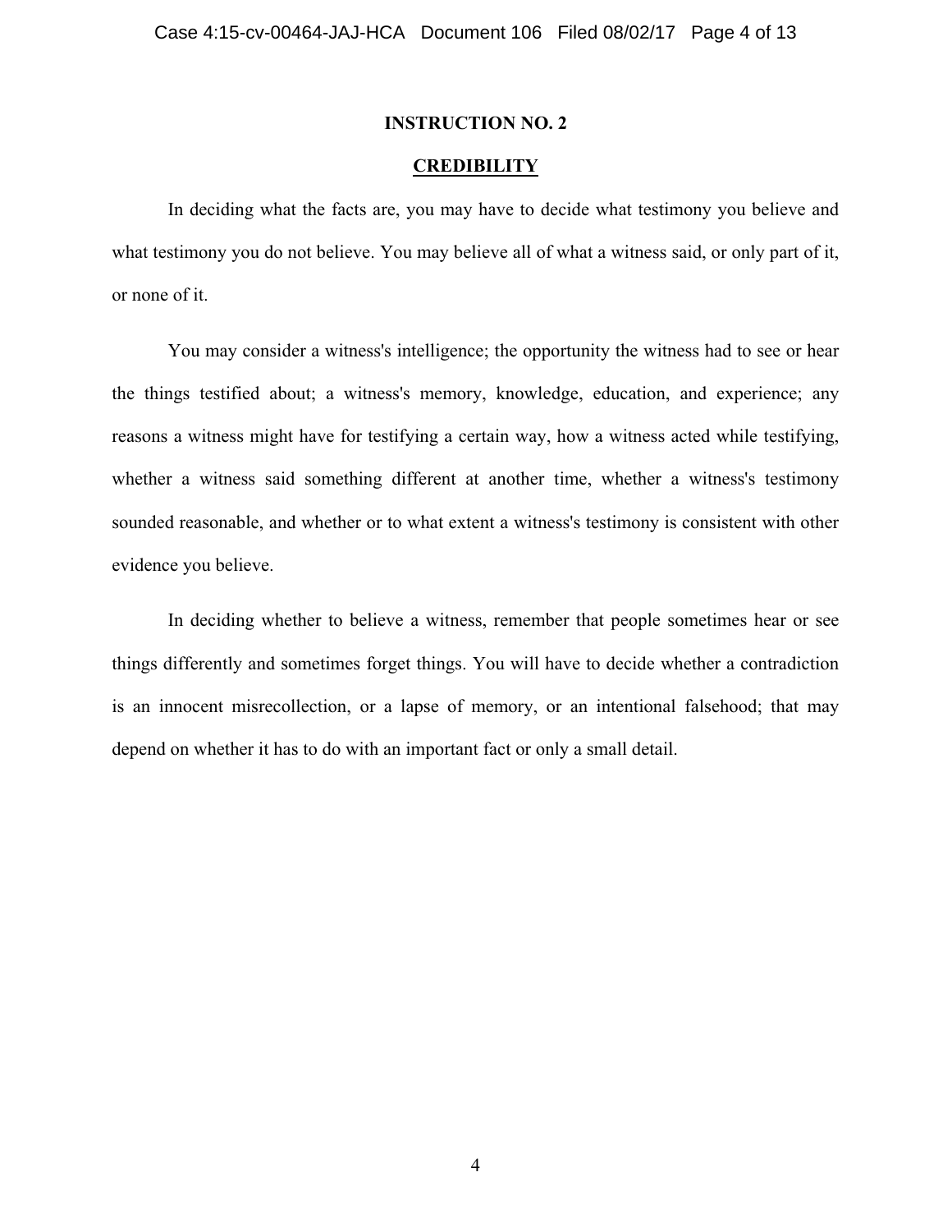## INSTRUCTION NO. 2

## CREDIBILITY

In deciding what the facts are, you may have to decide what testimony you believe and what testimony you do not believe. You may believe all of what a witness said, or only part of it, or none of it.

You may consider a witness's intelligence; the opportunity the witness had to see or hear the things testified about; a witness's memory, knowledge, education, and experience; any reasons a witness might have for testifying a certain way, how a witness acted while testifying, whether a witness said something different at another time, whether a witness's testimony sounded reasonable, and whether or to what extent a witness's testimony is consistent with other evidence you believe.

In deciding whether to believe a witness, remember that people sometimes hear or see things differently and sometimes forget things. You will have to decide whether a contradiction is an innocent misrecollection, or a lapse of memory, or an intentional falsehood; that may depend on whether it has to do with an important fact or only a small detail.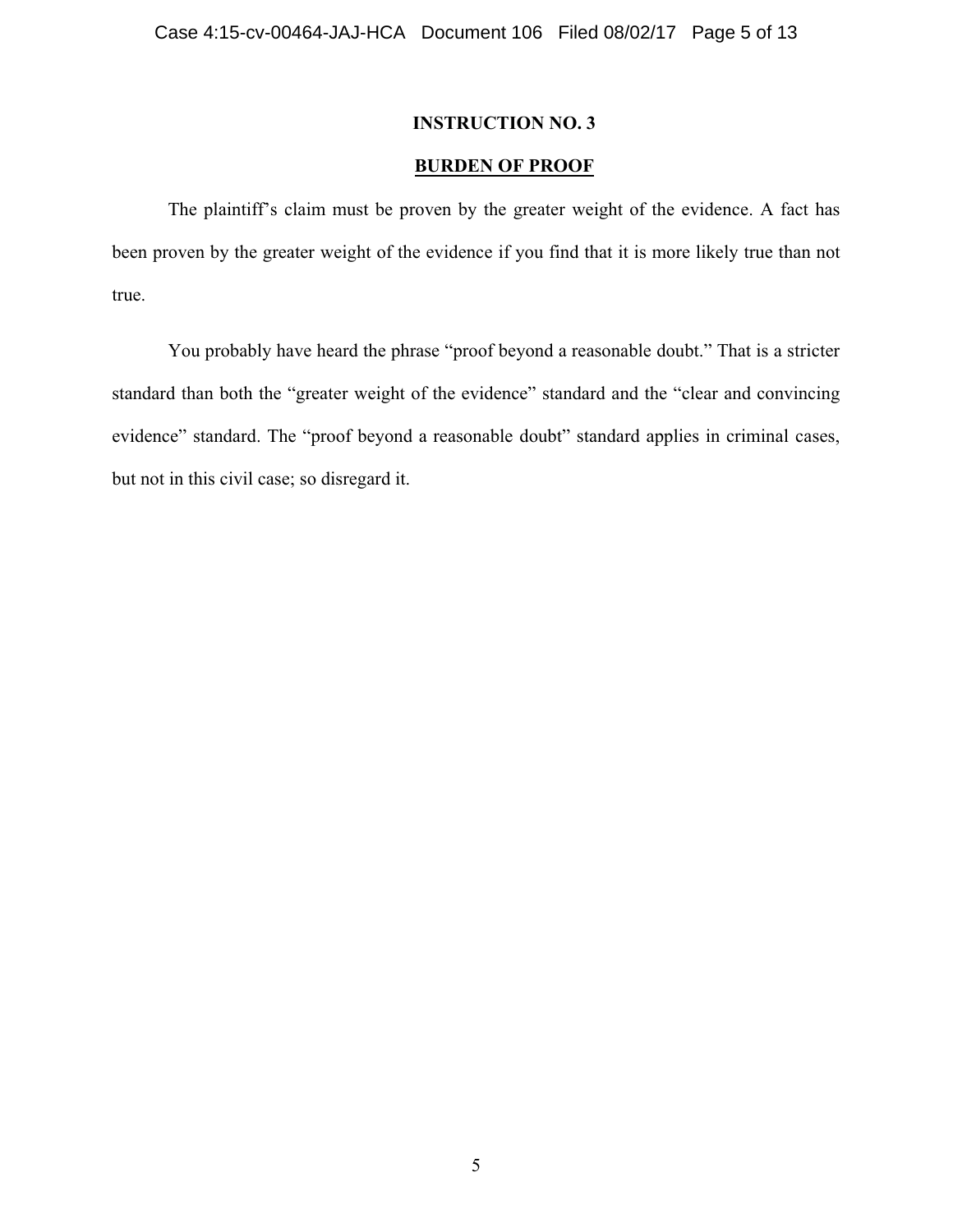## INSTRUCTION NO. 3

## BURDEN OF PROOF

The plaintiff's claim must be proven by the greater weight of the evidence. A fact has been proven by the greater weight of the evidence if you find that it is more likely true than not true.

You probably have heard the phrase "proof beyond a reasonable doubt." That is a stricter standard than both the "greater weight of the evidence" standard and the "clear and convincing evidence" standard. The "proof beyond a reasonable doubt" standard applies in criminal cases, but not in this civil case; so disregard it.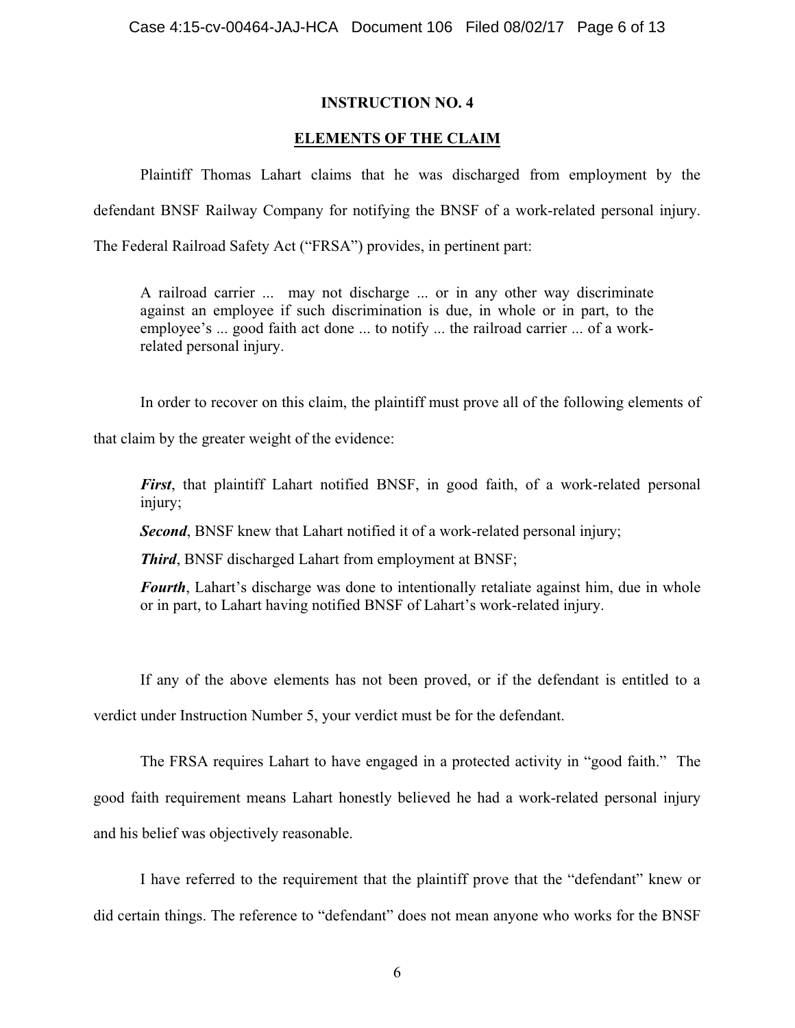## INSTRUCTION NO. 4

## ELEMENTS OF THE CLAIM

Plaintiff Thomas Lahart claims that he was discharged from employment by the defendant BNSF Railway Company for notifying the BNSF of a work-related personal injury. The Federal Railroad Safety Act ("FRSA") provides, in pertinent part:

> A railroad carrier ... may not discharge ... or in any other way discriminate against an employee if such discrimination is due, in whole or in part, to the employee's ... good faith act done ... to notify ... the railroad carrier ... of a work-related personal injury.

In order to recover on this claim, the plaintiff must prove all of the following elements of that claim by the greater weight of the evidence:

> ***First***, that plaintiff Lahart notified BNSF, in good faith, of a work-related personal injury;
>
> ***Second***, BNSF knew that Lahart notified it of a work-related personal injury;
>
> ***Third***, BNSF discharged Lahart from employment at BNSF;
>
> ***Fourth***, Lahart's discharge was done to intentionally retaliate against him, due in whole or in part, to Lahart having notified BNSF of Lahart's work-related injury.

If any of the above elements has not been proved, or if the defendant is entitled to a verdict under Instruction Number 5, your verdict must be for the defendant.

The FRSA requires Lahart to have engaged in a protected activity in "good faith." The good faith requirement means Lahart honestly believed he had a work-related personal injury and his belief was objectively reasonable.

I have referred to the requirement that the plaintiff prove that the "defendant" knew or did certain things. The reference to "defendant" does not mean anyone who works for the BNSF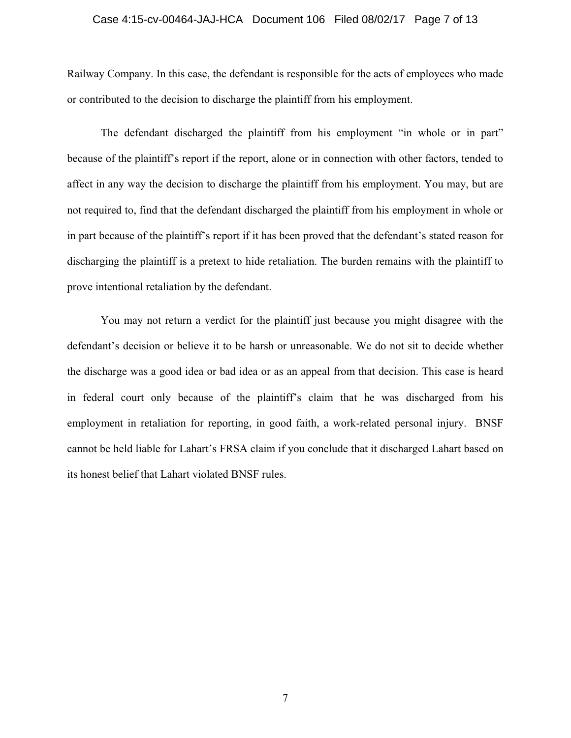Railway Company. In this case, the defendant is responsible for the acts of employees who made or contributed to the decision to discharge the plaintiff from his employment.

The defendant discharged the plaintiff from his employment "in whole or in part" because of the plaintiff's report if the report, alone or in connection with other factors, tended to affect in any way the decision to discharge the plaintiff from his employment. You may, but are not required to, find that the defendant discharged the plaintiff from his employment in whole or in part because of the plaintiff's report if it has been proved that the defendant's stated reason for discharging the plaintiff is a pretext to hide retaliation. The burden remains with the plaintiff to prove intentional retaliation by the defendant.

You may not return a verdict for the plaintiff just because you might disagree with the defendant's decision or believe it to be harsh or unreasonable. We do not sit to decide whether the discharge was a good idea or bad idea or as an appeal from that decision. This case is heard in federal court only because of the plaintiff's claim that he was discharged from his employment in retaliation for reporting, in good faith, a work-related personal injury. BNSF cannot be held liable for Lahart's FRSA claim if you conclude that it discharged Lahart based on its honest belief that Lahart violated BNSF rules.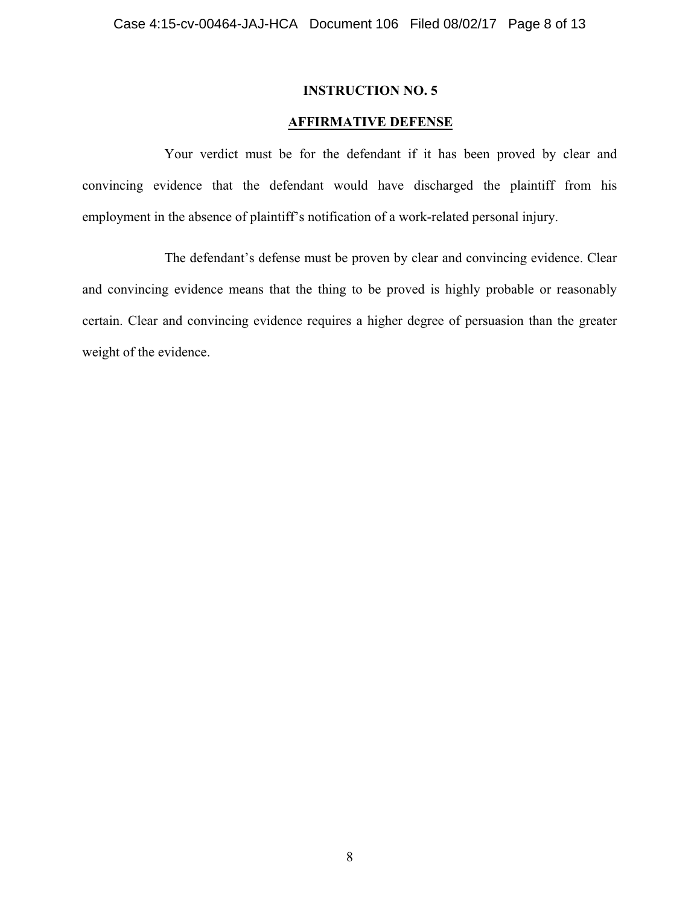**INSTRUCTION NO. 5**

**AFFIRMATIVE DEFENSE**

Your verdict must be for the defendant if it has been proved by clear and convincing evidence that the defendant would have discharged the plaintiff from his employment in the absence of plaintiff's notification of a work-related personal injury.

The defendant's defense must be proven by clear and convincing evidence. Clear and convincing evidence means that the thing to be proved is highly probable or reasonably certain. Clear and convincing evidence requires a higher degree of persuasion than the greater weight of the evidence.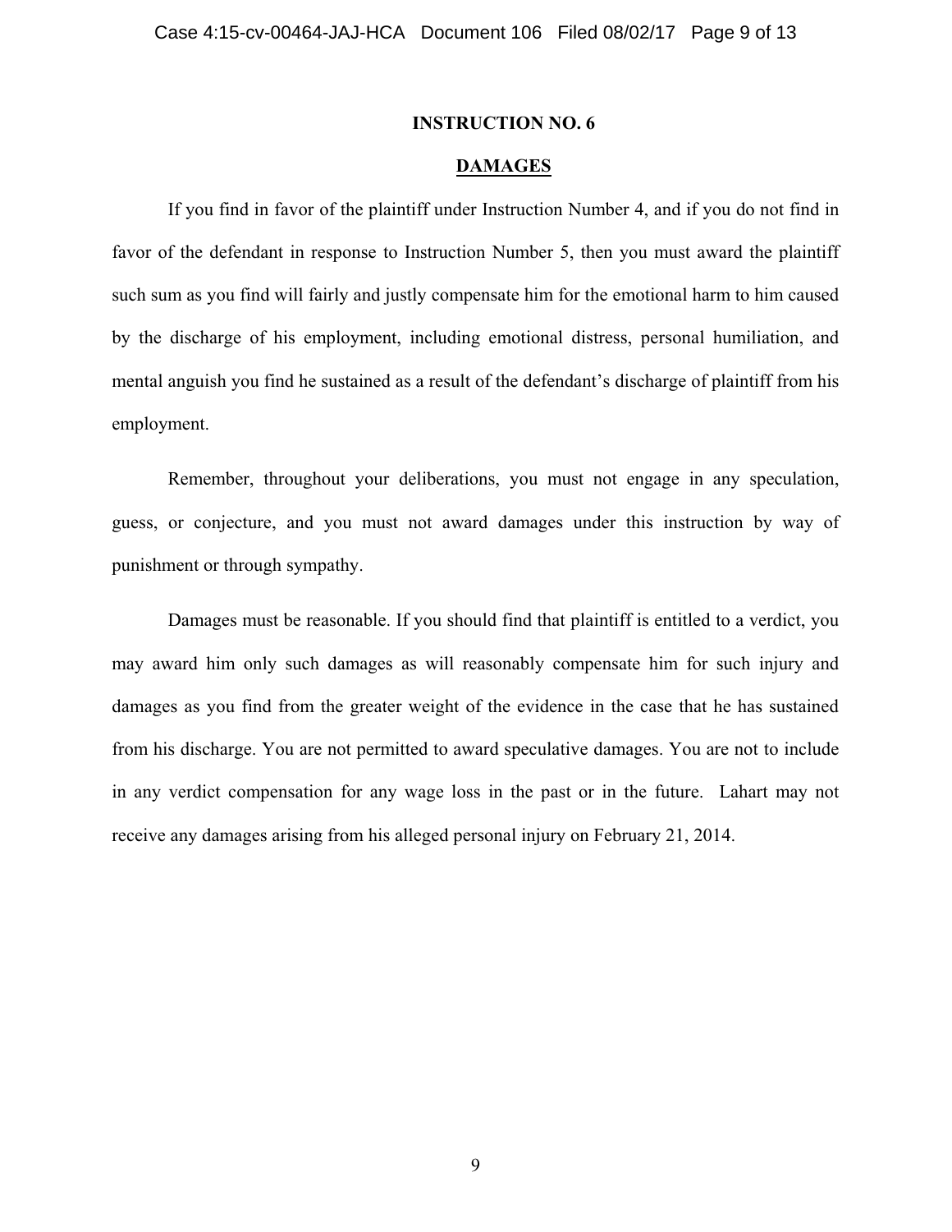## INSTRUCTION NO. 6

## DAMAGES

If you find in favor of the plaintiff under Instruction Number 4, and if you do not find in favor of the defendant in response to Instruction Number 5, then you must award the plaintiff such sum as you find will fairly and justly compensate him for the emotional harm to him caused by the discharge of his employment, including emotional distress, personal humiliation, and mental anguish you find he sustained as a result of the defendant's discharge of plaintiff from his employment.

Remember, throughout your deliberations, you must not engage in any speculation, guess, or conjecture, and you must not award damages under this instruction by way of punishment or through sympathy.

Damages must be reasonable. If you should find that plaintiff is entitled to a verdict, you may award him only such damages as will reasonably compensate him for such injury and damages as you find from the greater weight of the evidence in the case that he has sustained from his discharge. You are not permitted to award speculative damages. You are not to include in any verdict compensation for any wage loss in the past or in the future. Lahart may not receive any damages arising from his alleged personal injury on February 21, 2014.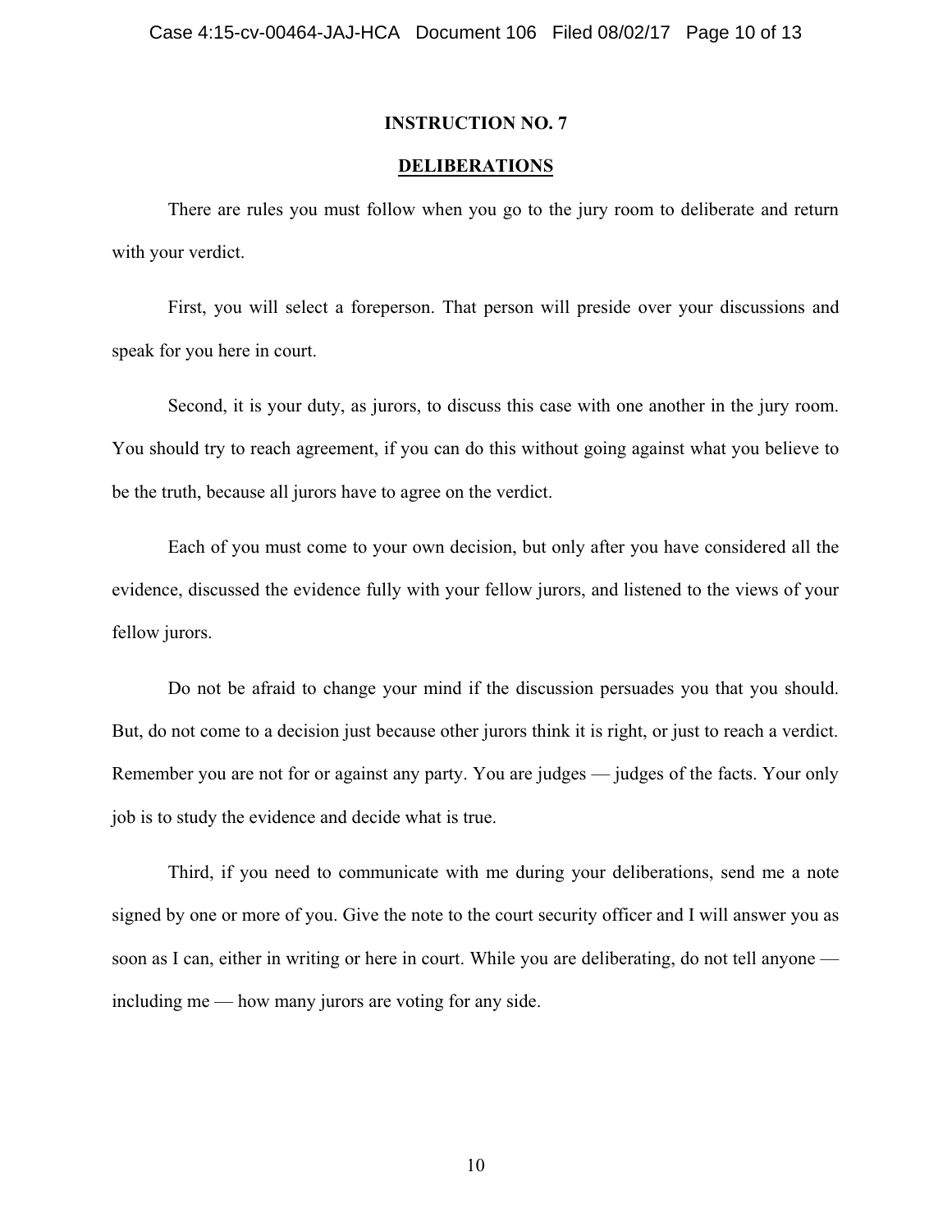## INSTRUCTION NO. 7

## DELIBERATIONS

There are rules you must follow when you go to the jury room to deliberate and return with your verdict.

First, you will select a foreperson. That person will preside over your discussions and speak for you here in court.

Second, it is your duty, as jurors, to discuss this case with one another in the jury room. You should try to reach agreement, if you can do this without going against what you believe to be the truth, because all jurors have to agree on the verdict.

Each of you must come to your own decision, but only after you have considered all the evidence, discussed the evidence fully with your fellow jurors, and listened to the views of your fellow jurors.

Do not be afraid to change your mind if the discussion persuades you that you should. But, do not come to a decision just because other jurors think it is right, or just to reach a verdict. Remember you are not for or against any party. You are judges — judges of the facts. Your only job is to study the evidence and decide what is true.

Third, if you need to communicate with me during your deliberations, send me a note signed by one or more of you. Give the note to the court security officer and I will answer you as soon as I can, either in writing or here in court. While you are deliberating, do not tell anyone — including me — how many jurors are voting for any side.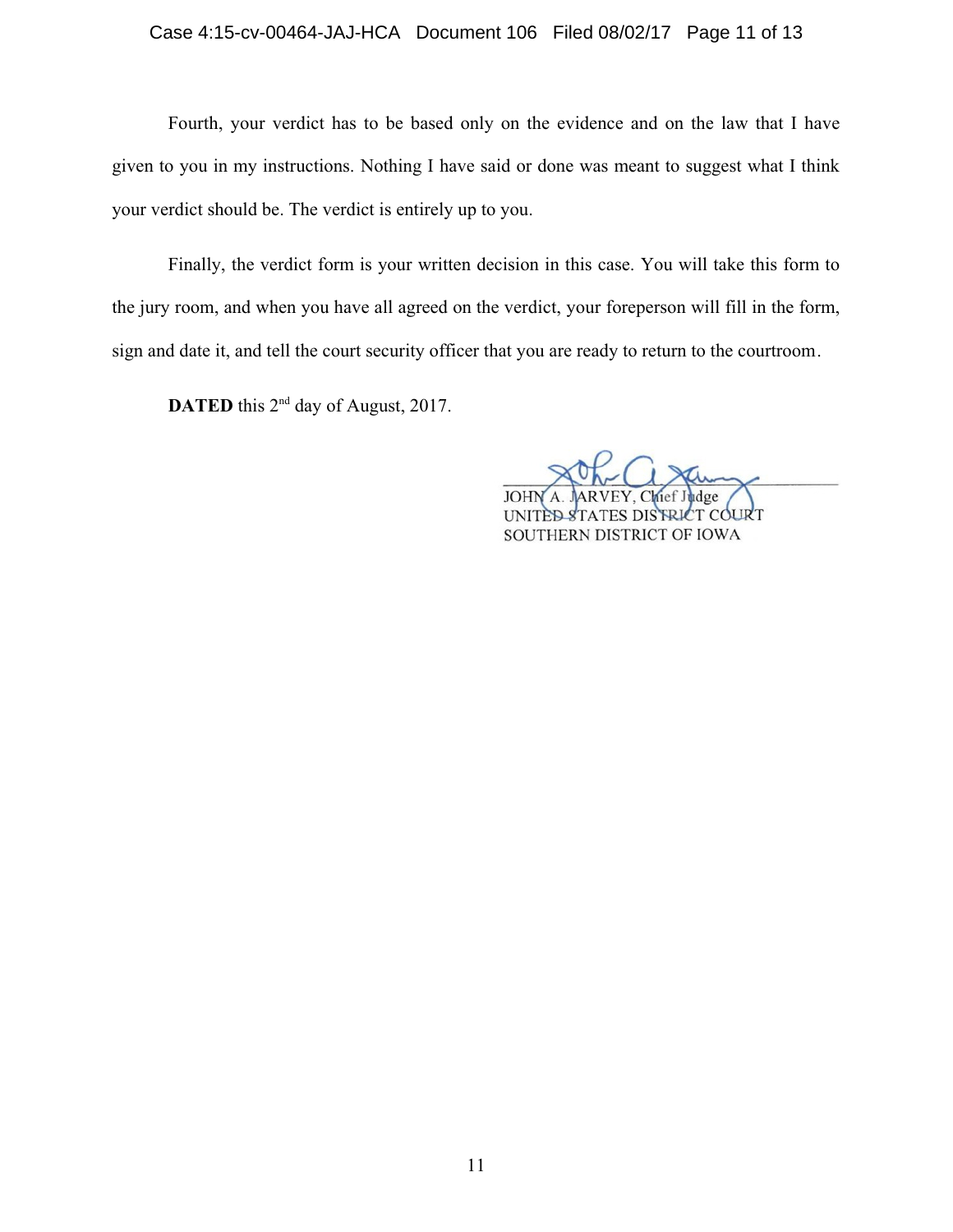Fourth, your verdict has to be based only on the evidence and on the law that I have given to you in my instructions. Nothing I have said or done was meant to suggest what I think your verdict should be. The verdict is entirely up to you.

Finally, the verdict form is your written decision in this case. You will take this form to the jury room, and when you have all agreed on the verdict, your foreperson will fill in the form, sign and date it, and tell the court security officer that you are ready to return to the courtroom.

**DATED** this 2nd day of August, 2017.

JOHN A. JARVEY, Chief Judge
UNITED STATES DISTRICT COURT
SOUTHERN DISTRICT OF IOWA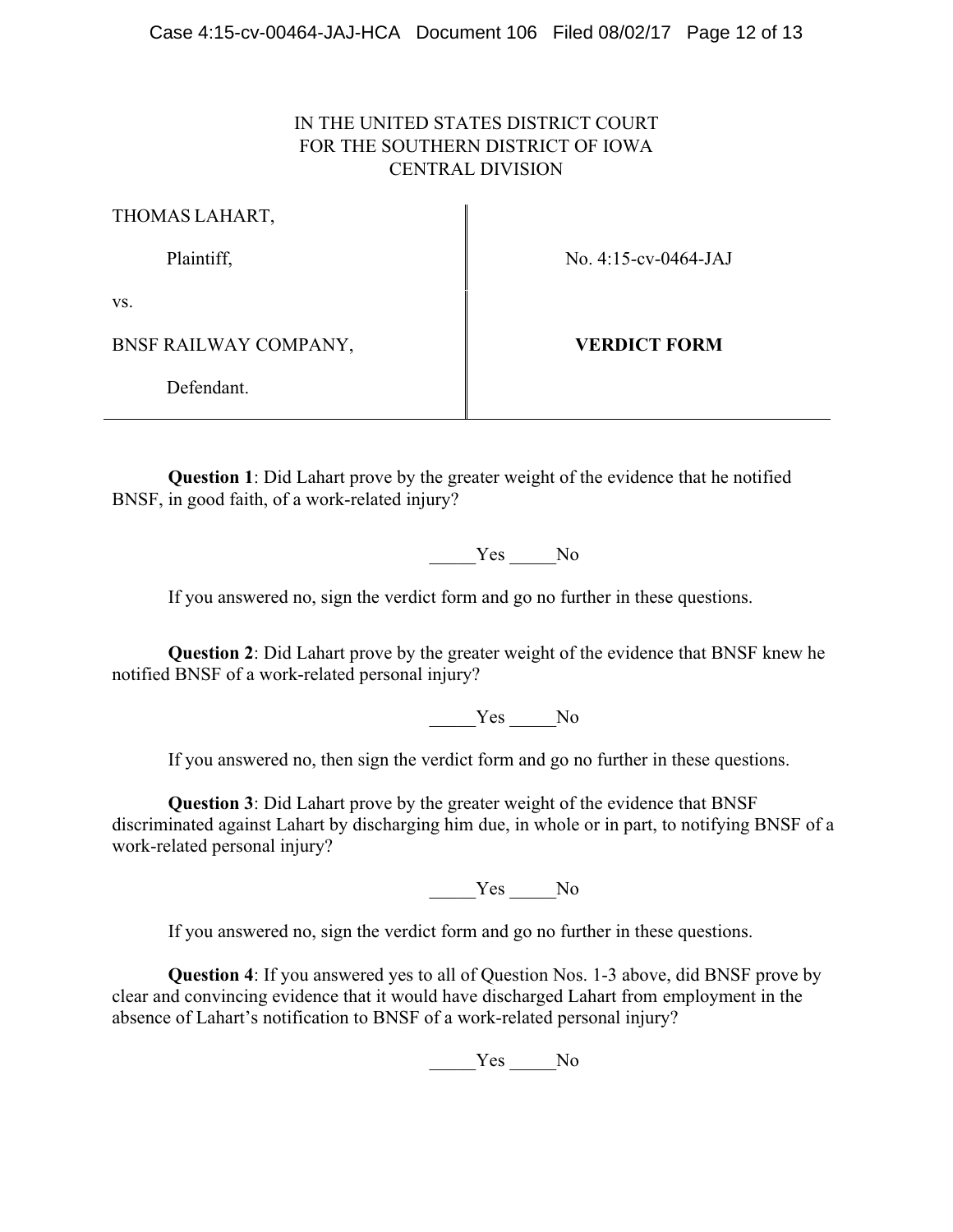IN THE UNITED STATES DISTRICT COURT
FOR THE SOUTHERN DISTRICT OF IOWA
CENTRAL DIVISION

| | |
|---|---|
| THOMAS LAHART, | |
| Plaintiff, | No. 4:15-cv-0464-JAJ |
| vs. | |
| BNSF RAILWAY COMPANY, | **VERDICT FORM** |
| Defendant. | |

**Question 1**: Did Lahart prove by the greater weight of the evidence that he notified BNSF, in good faith, of a work-related injury?

_____Yes _____No

If you answered no, sign the verdict form and go no further in these questions.

**Question 2**: Did Lahart prove by the greater weight of the evidence that BNSF knew he notified BNSF of a work-related personal injury?

_____Yes _____No

If you answered no, then sign the verdict form and go no further in these questions.

**Question 3**: Did Lahart prove by the greater weight of the evidence that BNSF discriminated against Lahart by discharging him due, in whole or in part, to notifying BNSF of a work-related personal injury?

_____Yes _____No

If you answered no, sign the verdict form and go no further in these questions.

**Question 4**: If you answered yes to all of Question Nos. 1-3 above, did BNSF prove by clear and convincing evidence that it would have discharged Lahart from employment in the absence of Lahart's notification to BNSF of a work-related personal injury?

_____Yes _____No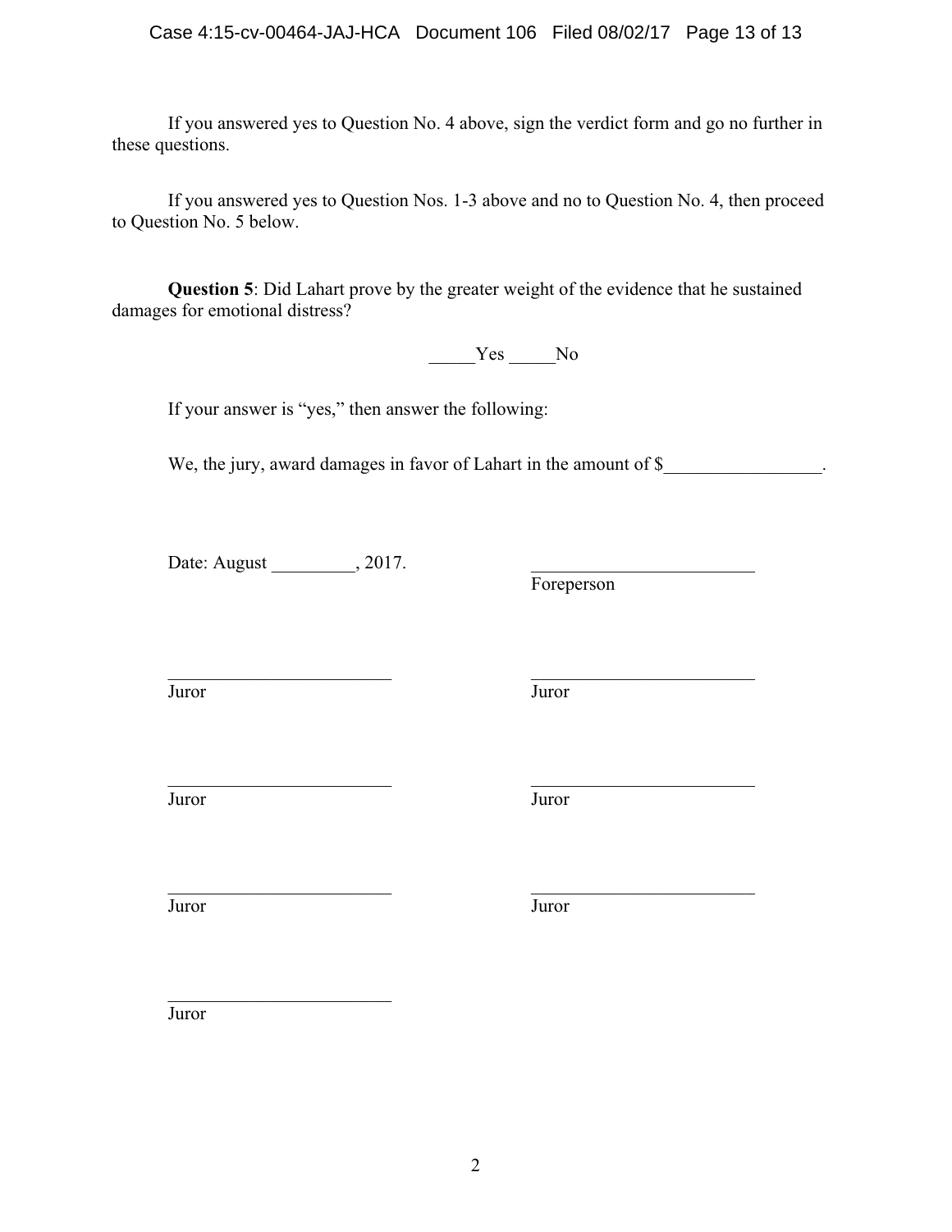If you answered yes to Question No. 4 above, sign the verdict form and go no further in these questions.

If you answered yes to Question Nos. 1-3 above and no to Question No. 4, then proceed to Question No. 5 below.

**Question 5**: Did Lahart prove by the greater weight of the evidence that he sustained damages for emotional distress?

_____Yes _____No

If your answer is "yes," then answer the following:

We, the jury, award damages in favor of Lahart in the amount of $_________________.

Date: August _________, 2017.

________________________
Foreperson

________________________
Juror

________________________
Juror

________________________
Juror

________________________
Juror

________________________
Juror

________________________
Juror

________________________
Juror